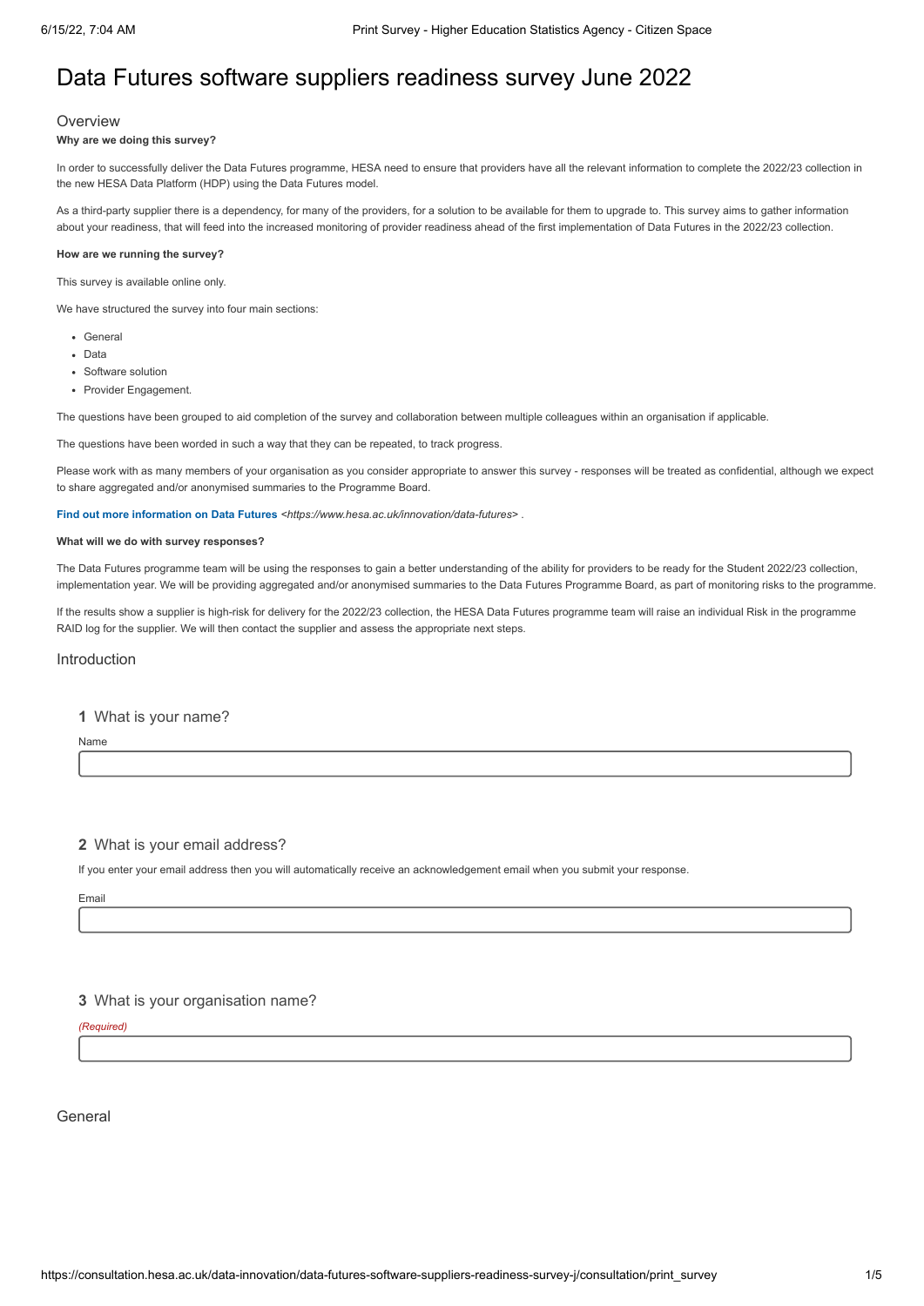# Data Futures software suppliers readiness survey June 2022

## Overview

**Why are we doing this survey?**

In order to successfully deliver the Data Futures programme, HESA need to ensure that providers have all the relevant information to complete the 2022/23 collection in the new HESA Data Platform (HDP) using the Data Futures model.

As a third-party supplier there is a dependency, for many of the providers, for a solution to be available for them to upgrade to. This survey aims to gather information about your readiness, that will feed into the increased monitoring of provider readiness ahead of the first implementation of Data Futures in the 2022/23 collection.

**How are we running the survey?**

This survey is available online only.

We have structured the survey into four main sections:

- General
- Data
- Software solution
- Provider Engagement.

The questions have been grouped to aid completion of the survey and collaboration between multiple colleagues within an organisation if applicable.

The questions have been worded in such a way that they can be repeated, to track progress.

Please work with as many members of your organisation as you consider appropriate to answer this survey - responses will be treated as confidential, although we expect to share aggregated and/or anonymised summaries to the Programme Board.

**Find out more information on Data Futures** *<https://www.hesa.ac.uk/innovation/data-futures>* .

**What will we do with survey responses?**

The Data Futures programme team will be using the responses to gain a better understanding of the ability for providers to be ready for the Student 2022/23 collection, implementation year. We will be providing aggregated and/or anonymised summaries to the Data Futures Programme Board, as part of monitoring risks to the programme.

If the results show a supplier is high-risk for delivery for the 2022/23 collection, the HESA Data Futures programme team will raise an individual Risk in the programme RAID log for the supplier. We will then contact the supplier and assess the appropriate next steps.

## Introduction

### 1 What is your name?

Name

### 2 What is your email address?

If you enter your email address then you will automatically receive an acknowledgement email when you submit your response.

Email

### 3 What is your organisation name?

*(Required)*

## General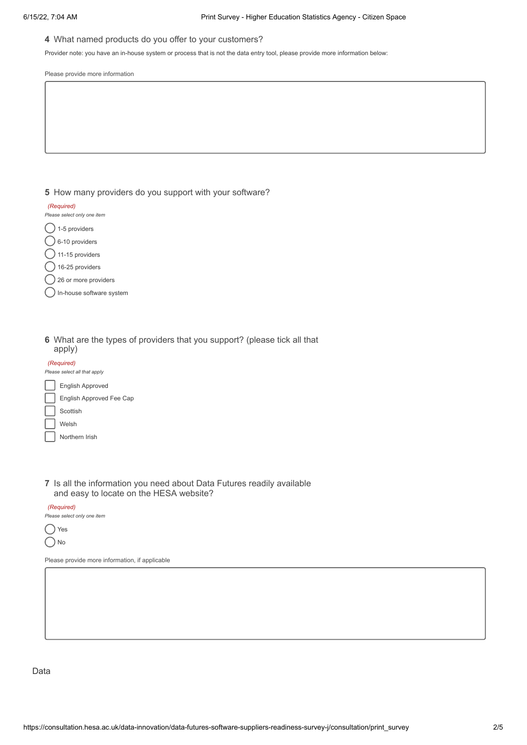**4** What named products do you offer to your customers?

Provider note: you have an in-house system or process that is not the data entry tool, please provide more information below:

Please provide more information

**5** How many providers do you support with your software?

*(Required)*

*Please select only one item*

- ◯ 1-5 providers
- ◯ 6-10 providers
- ◯ 11-15 providers
- ◯ 16-25 providers
- ◯ 26 or more providers
- ◯ In-house software system

**6** What are the types of providers that you support? (please tick all that apply)

*(Required)*

*Please select all that apply*

- ☐ English Approved
- ☐ English Approved Fee Cap
- ☐ Scottish
- ☐ Welsh
- ☐ Northern Irish

**7** Is all the information you need about Data Futures readily available and easy to locate on the HESA website?

*(Required)*

*Please select only one item*

- ◯ Yes
- ◯ No

Please provide more information, if applicable

Data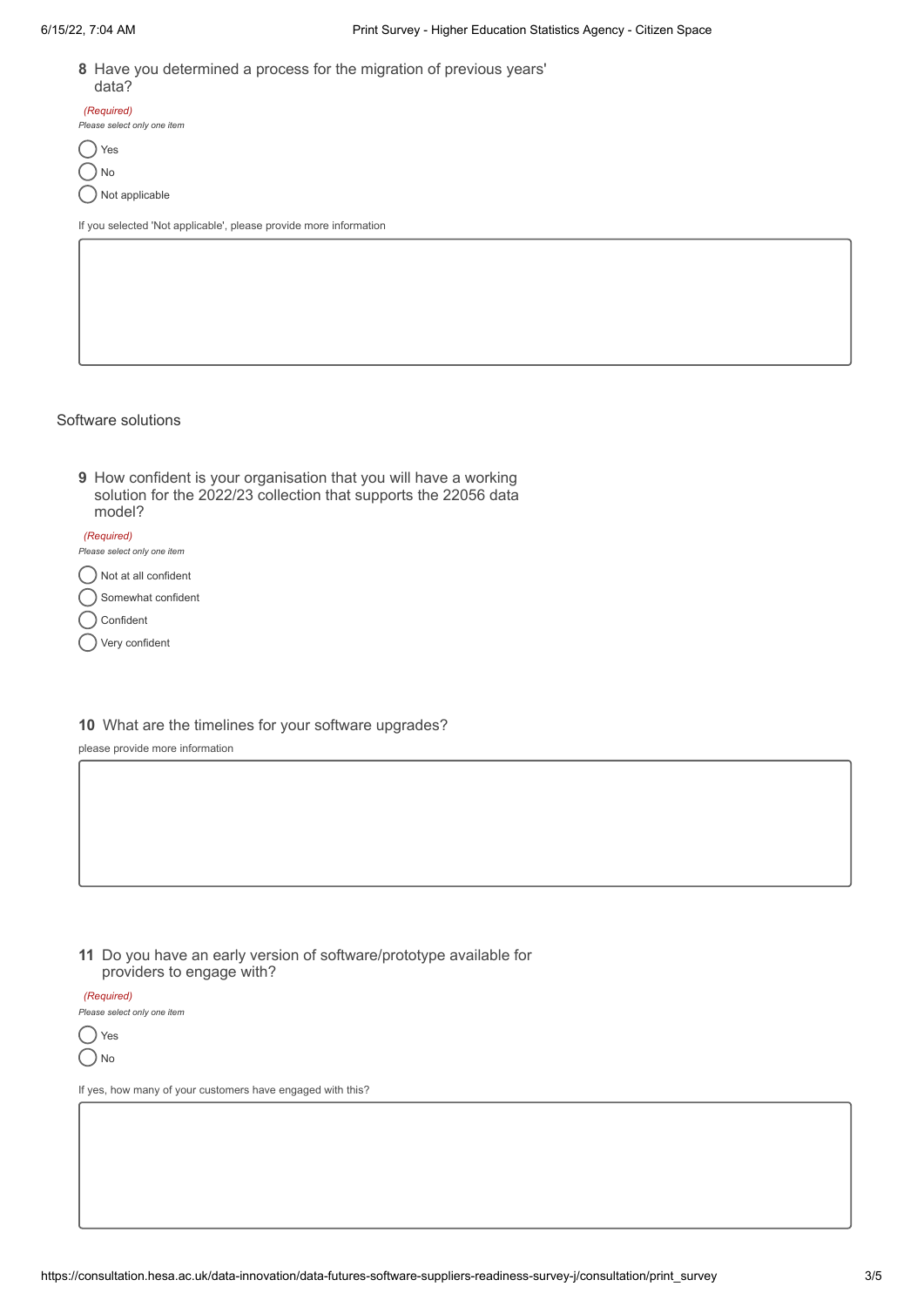**8** Have you determined a process for the migration of previous years' data?

*(Required)*

*Please select only one item*

- Yes
- No
- Not applicable

If you selected 'Not applicable', please provide more information

## Software solutions

**9** How confident is your organisation that you will have a working solution for the 2022/23 collection that supports the 22056 data model?

*(Required)*

*Please select only one item*

- Not at all confident
- Somewhat confident
- Confident
- Very confident

**10** What are the timelines for your software upgrades?

please provide more information

**11** Do you have an early version of software/prototype available for providers to engage with?

*(Required)*

*Please select only one item*

- Yes
- No

If yes, how many of your customers have engaged with this?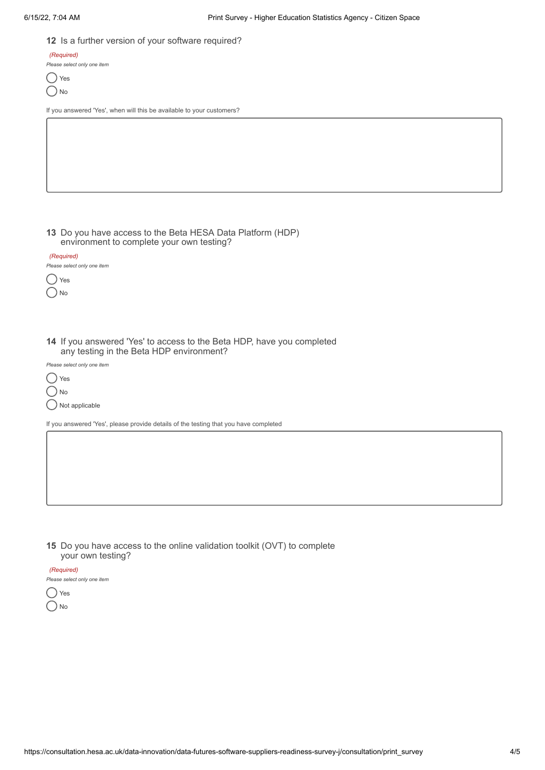**12** Is a further version of your software required?

*(Required)*

*Please select only one item*

- ◯ Yes
- ◯ No

If you answered 'Yes', when will this be available to your customers?

**13** Do you have access to the Beta HESA Data Platform (HDP) environment to complete your own testing?

*(Required)*

*Please select only one item*

- ◯ Yes
- ◯ No

**14** If you answered 'Yes' to access to the Beta HDP, have you completed any testing in the Beta HDP environment?

*Please select only one item*

- ◯ Yes
- ◯ No
- ◯ Not applicable

If you answered 'Yes', please provide details of the testing that you have completed

**15** Do you have access to the online validation toolkit (OVT) to complete your own testing?

*(Required)*

*Please select only one item*

- ◯ Yes
- ◯ No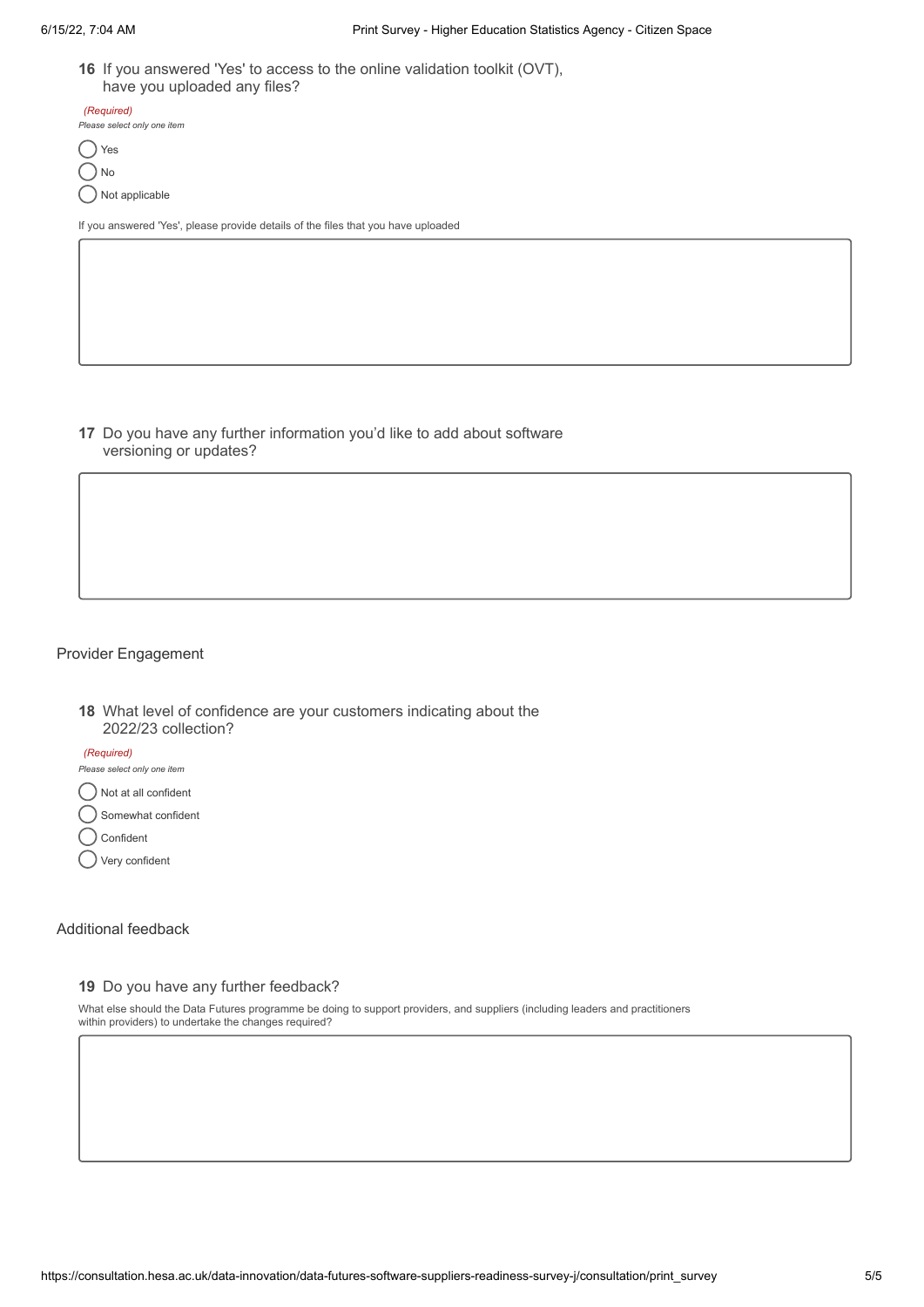**16** If you answered 'Yes' to access to the online validation toolkit (OVT), have you uploaded any files?

*(Required)*

*Please select only one item*

- ◯ Yes
- ◯ No
- ◯ Not applicable

If you answered 'Yes', please provide details of the files that you have uploaded

**17** Do you have any further information you'd like to add about software versioning or updates?

## Provider Engagement

**18** What level of confidence are your customers indicating about the 2022/23 collection?

*(Required)*

*Please select only one item*

- ◯ Not at all confident
- ◯ Somewhat confident
- ◯ Confident
- ◯ Very confident

## Additional feedback

**19** Do you have any further feedback?

What else should the Data Futures programme be doing to support providers, and suppliers (including leaders and practitioners within providers) to undertake the changes required?